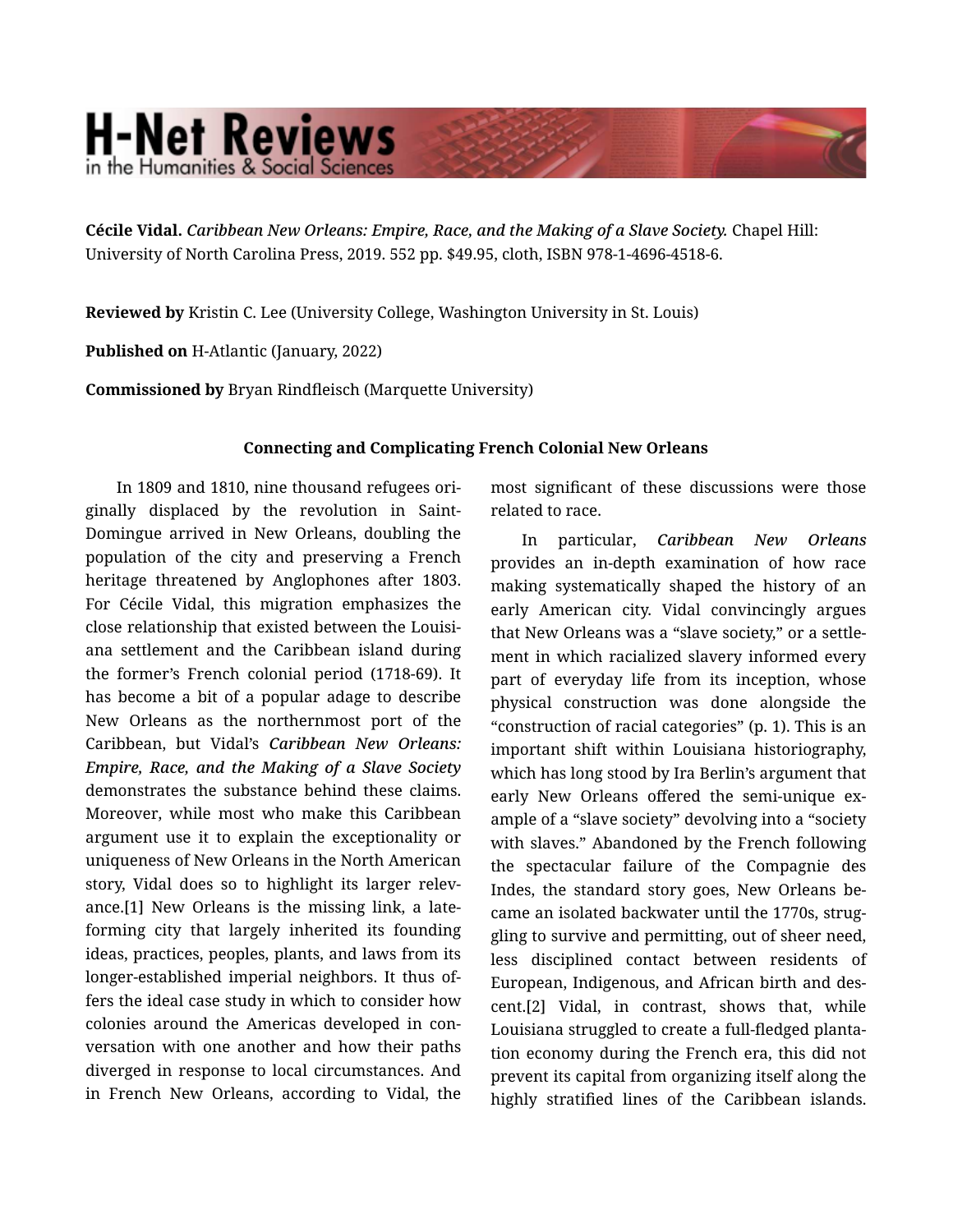# H-Net Reviews in the Humanities & Social Sciences

**Cécile Vidal.** *Caribbean New Orleans: Empire, Race, and the Making of a Slave Society.* Chapel Hill: University of North Carolina Press, 2019. 552 pp. $49.95, cloth, ISBN 978-1-4696-4518-6.

**Reviewed by** Kristin C. Lee (University College, Washington University in St. Louis)

**Published on** H-Atlantic (January, 2022)

**Commissioned by** Bryan Rindfleisch (Marquette University)

### Connecting and Complicating French Colonial New Orleans

In 1809 and 1810, nine thousand refugees originally displaced by the revolution in Saint-Domingue arrived in New Orleans, doubling the population of the city and preserving a French heritage threatened by Anglophones after 1803. For Cécile Vidal, this migration emphasizes the close relationship that existed between the Louisiana settlement and the Caribbean island during the former's French colonial period (1718-69). It has become a bit of a popular adage to describe New Orleans as the northernmost port of the Caribbean, but Vidal's ***Caribbean New Orleans: Empire, Race, and the Making of a Slave Society*** demonstrates the substance behind these claims. Moreover, while most who make this Caribbean argument use it to explain the exceptionality or uniqueness of New Orleans in the North American story, Vidal does so to highlight its larger relevance.[1] New Orleans is the missing link, a late-forming city that largely inherited its founding ideas, practices, peoples, plants, and laws from its longer-established imperial neighbors. It thus offers the ideal case study in which to consider how colonies around the Americas developed in conversation with one another and how their paths diverged in response to local circumstances. And in French New Orleans, according to Vidal, the most significant of these discussions were those related to race.

In particular, *Caribbean New Orleans* provides an in-depth examination of how race making systematically shaped the history of an early American city. Vidal convincingly argues that New Orleans was a "slave society," or a settlement in which racialized slavery informed every part of everyday life from its inception, whose physical construction was done alongside the "construction of racial categories" (p. 1). This is an important shift within Louisiana historiography, which has long stood by Ira Berlin's argument that early New Orleans offered the semi-unique example of a "slave society" devolving into a "society with slaves." Abandoned by the French following the spectacular failure of the Compagnie des Indes, the standard story goes, New Orleans became an isolated backwater until the 1770s, struggling to survive and permitting, out of sheer need, less disciplined contact between residents of European, Indigenous, and African birth and descent.[2] Vidal, in contrast, shows that, while Louisiana struggled to create a full-fledged plantation economy during the French era, this did not prevent its capital from organizing itself along the highly stratified lines of the Caribbean islands.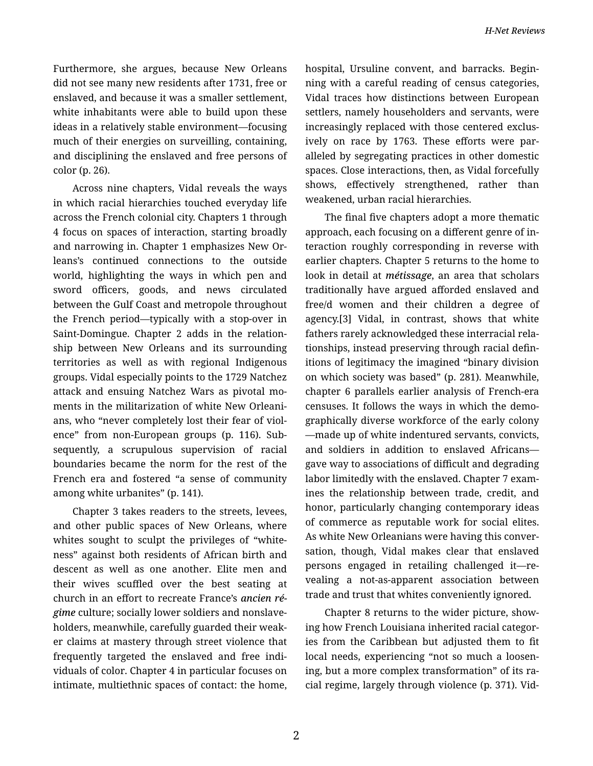Furthermore, she argues, because New Orleans did not see many new residents after 1731, free or enslaved, and because it was a smaller settlement, white inhabitants were able to build upon these ideas in a relatively stable environment—focusing much of their energies on surveilling, containing, and disciplining the enslaved and free persons of color (p. 26).

Across nine chapters, Vidal reveals the ways in which racial hierarchies touched everyday life across the French colonial city. Chapters 1 through 4 focus on spaces of interaction, starting broadly and narrowing in. Chapter 1 emphasizes New Orleans's continued connections to the outside world, highlighting the ways in which pen and sword officers, goods, and news circulated between the Gulf Coast and metropole throughout the French period—typically with a stop-over in Saint-Domingue. Chapter 2 adds in the relationship between New Orleans and its surrounding territories as well as with regional Indigenous groups. Vidal especially points to the 1729 Natchez attack and ensuing Natchez Wars as pivotal moments in the militarization of white New Orleanians, who "never completely lost their fear of violence" from non-European groups (p. 116). Subsequently, a scrupulous supervision of racial boundaries became the norm for the rest of the French era and fostered "a sense of community among white urbanites" (p. 141).

Chapter 3 takes readers to the streets, levees, and other public spaces of New Orleans, where whites sought to sculpt the privileges of "whiteness" against both residents of African birth and descent as well as one another. Elite men and their wives scuffled over the best seating at church in an effort to recreate France's *ancien régime* culture; socially lower soldiers and nonslaveholders, meanwhile, carefully guarded their weaker claims at mastery through street violence that frequently targeted the enslaved and free individuals of color. Chapter 4 in particular focuses on intimate, multiethnic spaces of contact: the home, hospital, Ursuline convent, and barracks. Beginning with a careful reading of census categories, Vidal traces how distinctions between European settlers, namely householders and servants, were increasingly replaced with those centered exclusively on race by 1763. These efforts were paralleled by segregating practices in other domestic spaces. Close interactions, then, as Vidal forcefully shows, effectively strengthened, rather than weakened, urban racial hierarchies.

The final five chapters adopt a more thematic approach, each focusing on a different genre of interaction roughly corresponding in reverse with earlier chapters. Chapter 5 returns to the home to look in detail at ***métissage***, an area that scholars traditionally have argued afforded enslaved and free/d women and their children a degree of agency.[3] Vidal, in contrast, shows that white fathers rarely acknowledged these interracial relationships, instead preserving through racial definitions of legitimacy the imagined "binary division on which society was based" (p. 281). Meanwhile, chapter 6 parallels earlier analysis of French-era censuses. It follows the ways in which the demographically diverse workforce of the early colony—made up of white indentured servants, convicts, and soldiers in addition to enslaved Africans—gave way to associations of difficult and degrading labor limitedly with the enslaved. Chapter 7 examines the relationship between trade, credit, and honor, particularly changing contemporary ideas of commerce as reputable work for social elites. As white New Orleanians were having this conversation, though, Vidal makes clear that enslaved persons engaged in retailing challenged it—revealing a not-as-apparent association between trade and trust that whites conveniently ignored.

Chapter 8 returns to the wider picture, showing how French Louisiana inherited racial categories from the Caribbean but adjusted them to fit local needs, experiencing "not so much a loosening, but a more complex transformation" of its racial regime, largely through violence (p. 371). Vid-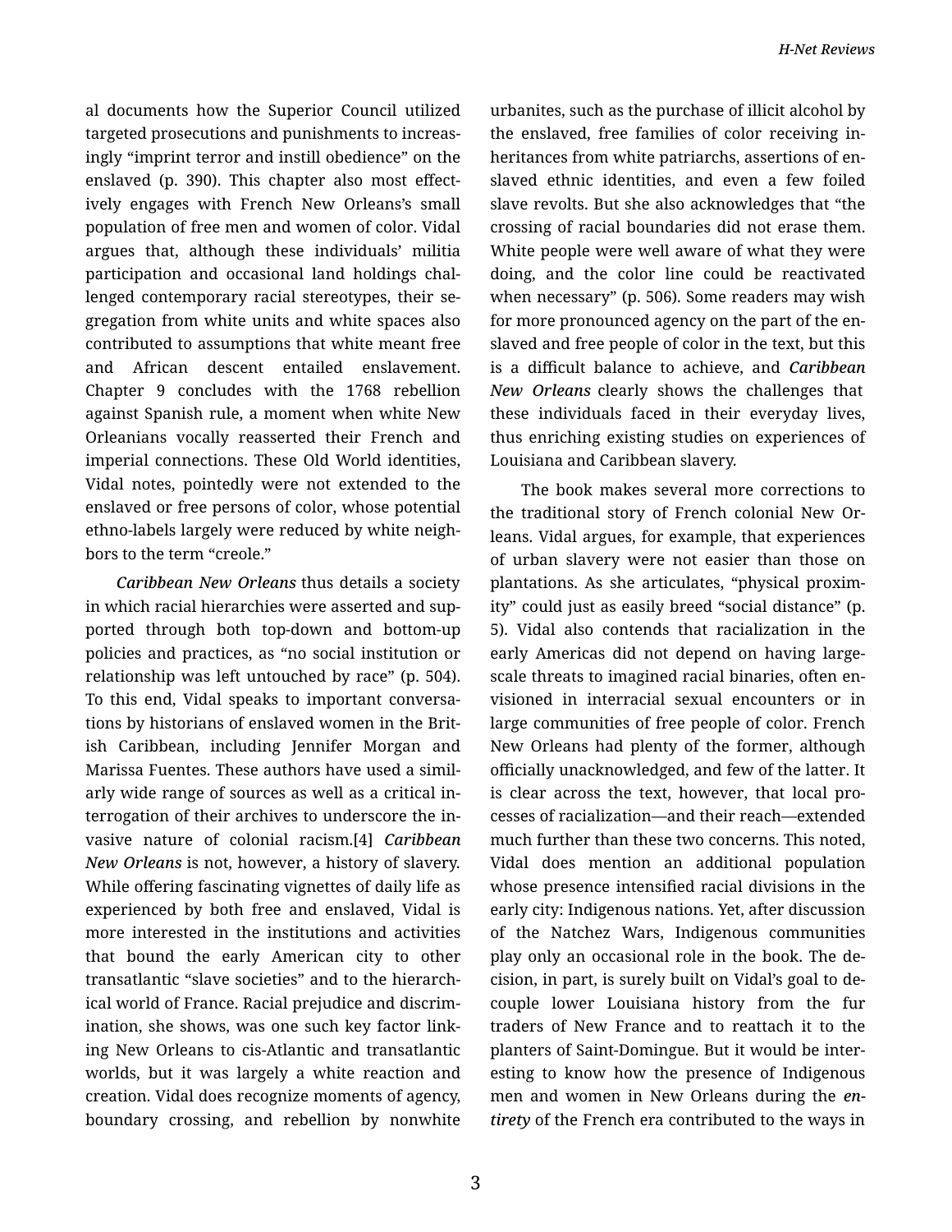al documents how the Superior Council utilized targeted prosecutions and punishments to increasingly "imprint terror and instill obedience" on the enslaved (p. 390). This chapter also most effectively engages with French New Orleans's small population of free men and women of color. Vidal argues that, although these individuals' militia participation and occasional land holdings challenged contemporary racial stereotypes, their segregation from white units and white spaces also contributed to assumptions that white meant free and African descent entailed enslavement. Chapter 9 concludes with the 1768 rebellion against Spanish rule, a moment when white New Orleanians vocally reasserted their French and imperial connections. These Old World identities, Vidal notes, pointedly were not extended to the enslaved or free persons of color, whose potential ethno-labels largely were reduced by white neighbors to the term "creole."

*Caribbean New Orleans* thus details a society in which racial hierarchies were asserted and supported through both top-down and bottom-up policies and practices, as "no social institution or relationship was left untouched by race" (p. 504). To this end, Vidal speaks to important conversations by historians of enslaved women in the British Caribbean, including Jennifer Morgan and Marissa Fuentes. These authors have used a similarly wide range of sources as well as a critical interrogation of their archives to underscore the invasive nature of colonial racism.[4] *Caribbean New Orleans* is not, however, a history of slavery. While offering fascinating vignettes of daily life as experienced by both free and enslaved, Vidal is more interested in the institutions and activities that bound the early American city to other transatlantic "slave societies" and to the hierarchical world of France. Racial prejudice and discrimination, she shows, was one such key factor linking New Orleans to cis-Atlantic and transatlantic worlds, but it was largely a white reaction and creation. Vidal does recognize moments of agency, boundary crossing, and rebellion by nonwhite urbanites, such as the purchase of illicit alcohol by the enslaved, free families of color receiving inheritances from white patriarchs, assertions of enslaved ethnic identities, and even a few foiled slave revolts. But she also acknowledges that "the crossing of racial boundaries did not erase them. White people were well aware of what they were doing, and the color line could be reactivated when necessary" (p. 506). Some readers may wish for more pronounced agency on the part of the enslaved and free people of color in the text, but this is a difficult balance to achieve, and *Caribbean New Orleans* clearly shows the challenges that these individuals faced in their everyday lives, thus enriching existing studies on experiences of Louisiana and Caribbean slavery.

The book makes several more corrections to the traditional story of French colonial New Orleans. Vidal argues, for example, that experiences of urban slavery were not easier than those on plantations. As she articulates, "physical proximity" could just as easily breed "social distance" (p. 5). Vidal also contends that racialization in the early Americas did not depend on having large-scale threats to imagined racial binaries, often envisioned in interracial sexual encounters or in large communities of free people of color. French New Orleans had plenty of the former, although officially unacknowledged, and few of the latter. It is clear across the text, however, that local processes of racialization—and their reach—extended much further than these two concerns. This noted, Vidal does mention an additional population whose presence intensified racial divisions in the early city: Indigenous nations. Yet, after discussion of the Natchez Wars, Indigenous communities play only an occasional role in the book. The decision, in part, is surely built on Vidal's goal to decouple lower Louisiana history from the fur traders of New France and to reattach it to the planters of Saint-Domingue. But it would be interesting to know how the presence of Indigenous men and women in New Orleans during the *entirety* of the French era contributed to the ways in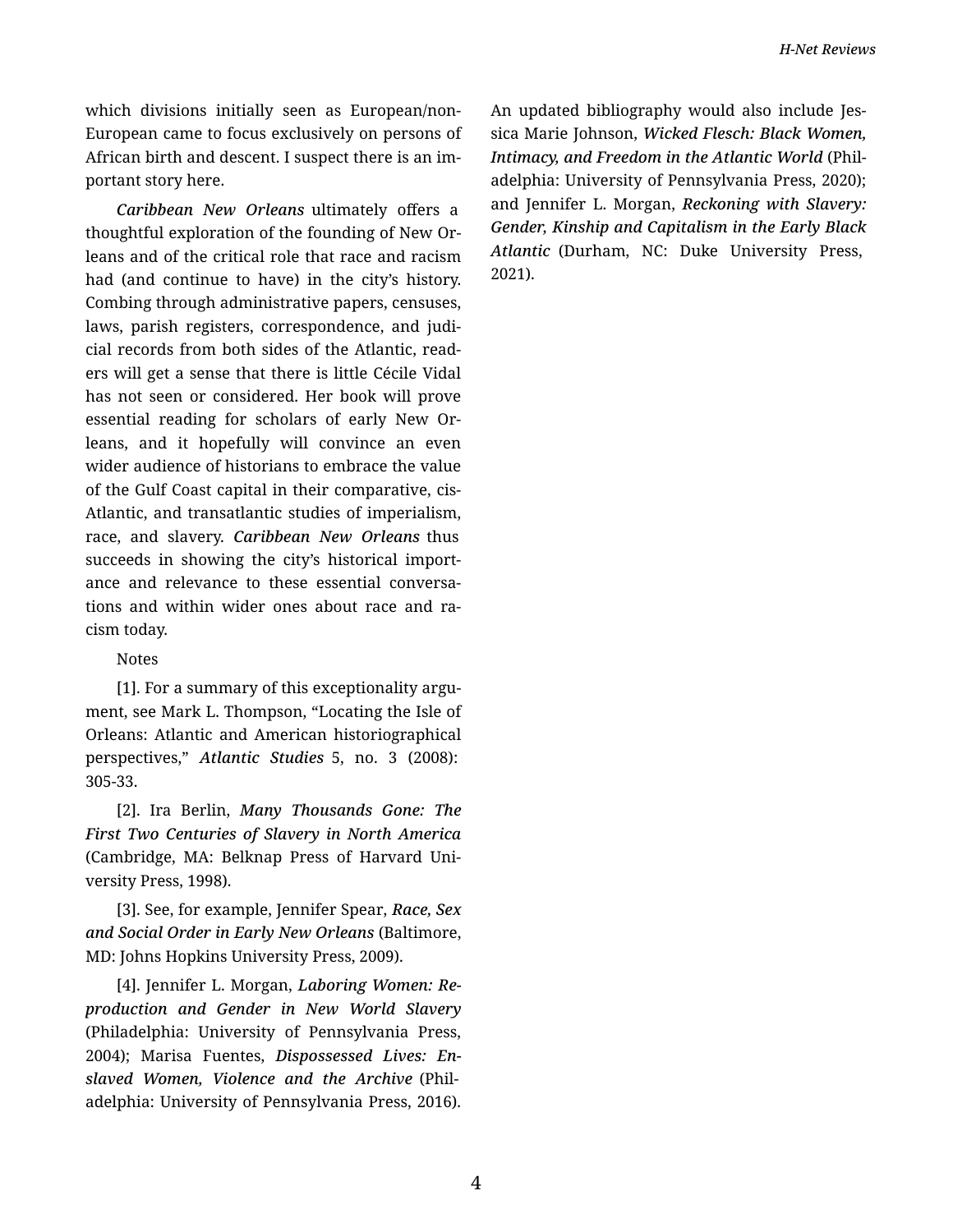which divisions initially seen as European/non-European came to focus exclusively on persons of African birth and descent. I suspect there is an important story here.

*Caribbean New Orleans* ultimately offers a thoughtful exploration of the founding of New Orleans and of the critical role that race and racism had (and continue to have) in the city's history. Combing through administrative papers, censuses, laws, parish registers, correspondence, and judicial records from both sides of the Atlantic, readers will get a sense that there is little Cécile Vidal has not seen or considered. Her book will prove essential reading for scholars of early New Orleans, and it hopefully will convince an even wider audience of historians to embrace the value of the Gulf Coast capital in their comparative, cis-Atlantic, and transatlantic studies of imperialism, race, and slavery. *Caribbean New Orleans* thus succeeds in showing the city's historical importance and relevance to these essential conversations and within wider ones about race and racism today.

Notes

[1]. For a summary of this exceptionality argument, see Mark L. Thompson, "Locating the Isle of Orleans: Atlantic and American historiographical perspectives," *Atlantic Studies* 5, no. 3 (2008): 305-33.

[2]. Ira Berlin, *Many Thousands Gone: The First Two Centuries of Slavery in North America* (Cambridge, MA: Belknap Press of Harvard University Press, 1998).

[3]. See, for example, Jennifer Spear, *Race, Sex and Social Order in Early New Orleans* (Baltimore, MD: Johns Hopkins University Press, 2009).

[4]. Jennifer L. Morgan, *Laboring Women: Reproduction and Gender in New World Slavery* (Philadelphia: University of Pennsylvania Press, 2004); Marisa Fuentes, *Dispossessed Lives: Enslaved Women, Violence and the Archive* (Philadelphia: University of Pennsylvania Press, 2016). An updated bibliography would also include Jessica Marie Johnson, *Wicked Flesch: Black Women, Intimacy, and Freedom in the Atlantic World* (Philadelphia: University of Pennsylvania Press, 2020); and Jennifer L. Morgan, *Reckoning with Slavery: Gender, Kinship and Capitalism in the Early Black Atlantic* (Durham, NC: Duke University Press, 2021).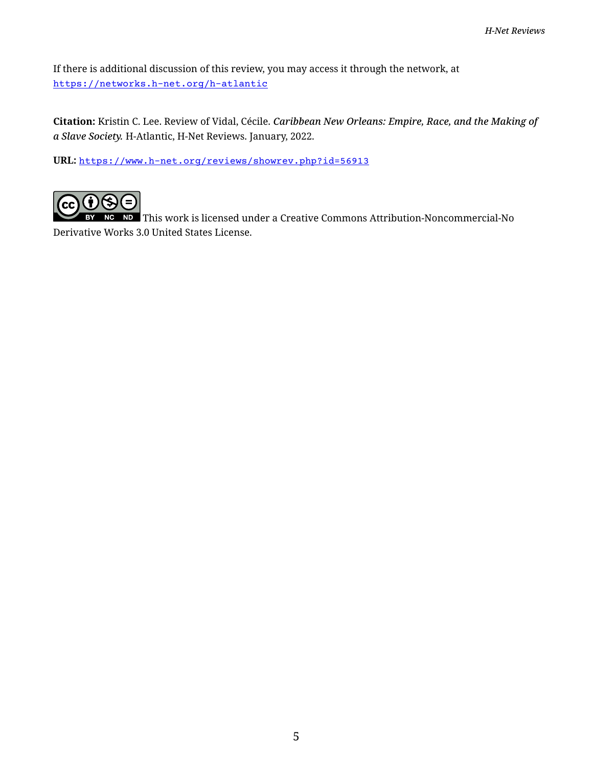If there is additional discussion of this review, you may access it through the network, at https://networks.h-net.org/h-atlantic

**Citation:** Kristin C. Lee. Review of Vidal, Cécile. ***Caribbean New Orleans: Empire, Race, and the Making of a Slave Society.*** H-Atlantic, H-Net Reviews. January, 2022.

**URL:** https://www.h-net.org/reviews/showrev.php?id=56913

This work is licensed under a Creative Commons Attribution-Noncommercial-No Derivative Works 3.0 United States License.